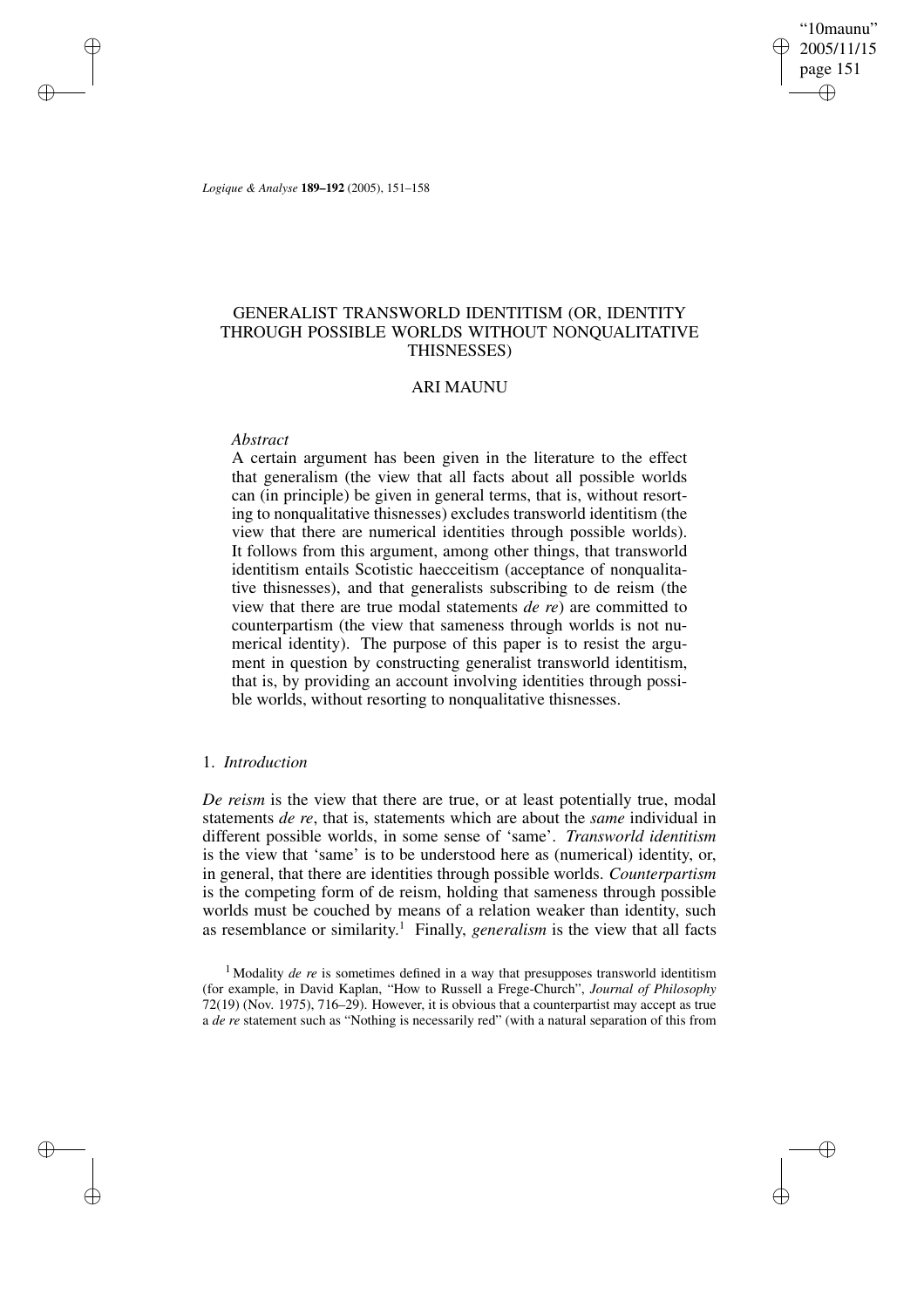# GENERALIST TRANSWORLD IDENTITISM (OR, IDENTITY THROUGH POSSIBLE WORLDS WITHOUT NONQUALITATIVE THISNESSES)

## ARI MAUNU

*Abstract*

A certain argument has been given in the literature to the effect that generalism (the view that all facts about all possible worlds can (in principle) be given in general terms, that is, without resorting to nonqualitative thisnesses) excludes transworld identitism (the view that there are numerical identities through possible worlds). It follows from this argument, among other things, that transworld identitism entails Scotistic haecceitism (acceptance of nonqualitative thisnesses), and that generalists subscribing to de reism (the view that there are true modal statements *de re*) are committed to counterpartism (the view that sameness through worlds is not numerical identity). The purpose of this paper is to resist the argument in question by constructing generalist transworld identitism, that is, by providing an account involving identities through possible worlds, without resorting to nonqualitative thisnesses.

### 1. *Introduction*

*De reism* is the view that there are true, or at least potentially true, modal statements *de re*, that is, statements which are about the *same* individual in different possible worlds, in some sense of 'same'. *Transworld identitism* is the view that 'same' is to be understood here as (numerical) identity, or, in general, that there are identities through possible worlds. *Counterpartism* is the competing form of de reism, holding that sameness through possible worlds must be couched by means of a relation weaker than identity, such as resemblance or similarity.[1] Finally, *generalism* is the view that all facts

[1] Modality *de re* is sometimes defined in a way that presupposes transworld identitism (for example, in David Kaplan, "How to Russell a Frege-Church", *Journal of Philosophy* 72(19) (Nov. 1975), 716–29). However, it is obvious that a counterpartist may accept as true a *de re* statement such as "Nothing is necessarily red" (with a natural separation of this from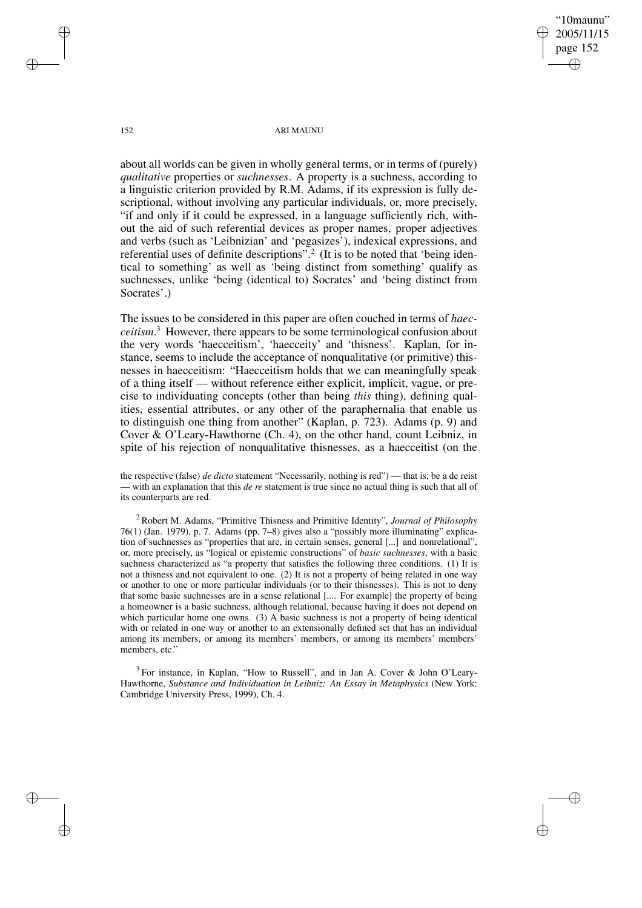about all worlds can be given in wholly general terms, or in terms of (purely) *qualitative* properties or *suchnesses*. A property is a suchness, according to a linguistic criterion provided by R.M. Adams, if its expression is fully descriptional, without involving any particular individuals, or, more precisely, "if and only if it could be expressed, in a language sufficiently rich, without the aid of such referential devices as proper names, proper adjectives and verbs (such as 'Leibnizian' and 'pegasizes'), indexical expressions, and referential uses of definite descriptions".[2] (It is to be noted that 'being identical to something' as well as 'being distinct from something' qualify as suchnesses, unlike 'being (identical to) Socrates' and 'being distinct from Socrates'.)

The issues to be considered in this paper are often couched in terms of *haecceitism*.[3] However, there appears to be some terminological confusion about the very words 'haecceitism', 'haecceity' and 'thisness'. Kaplan, for instance, seems to include the acceptance of nonqualitative (or primitive) thisnesses in haecceitism: "Haecceitism holds that we can meaningfully speak of a thing itself — without reference either explicit, implicit, vague, or precise to individuating concepts (other than being *this* thing), defining qualities, essential attributes, or any other of the paraphernalia that enable us to distinguish one thing from another" (Kaplan, p. 723). Adams (p. 9) and Cover & O'Leary-Hawthorne (Ch. 4), on the other hand, count Leibniz, in spite of his rejection of nonqualitative thisnesses, as a haecceitist (on the

the respective (false) *de dicto* statement "Necessarily, nothing is red") — that is, be a de reist — with an explanation that this *de re* statement is true since no actual thing is such that all of its counterparts are red.

[2] Robert M. Adams, "Primitive Thisness and Primitive Identity", *Journal of Philosophy* 76(1) (Jan. 1979), p. 7. Adams (pp. 7–8) gives also a "possibly more illuminating" explication of suchnesses as "properties that are, in certain senses, general [...] and nonrelational", or, more precisely, as "logical or epistemic constructions" of *basic suchnesses*, with a basic suchness characterized as "a property that satisfies the following three conditions. (1) It is not a thisness and not equivalent to one. (2) It is not a property of being related in one way or another to one or more particular individuals (or to their thisnesses). This is not to deny that some basic suchnesses are in a sense relational [.... For example] the property of being a homeowner is a basic suchness, although relational, because having it does not depend on which particular home one owns. (3) A basic suchness is not a property of being identical with or related in one way or another to an extensionally defined set that has an individual among its members, or among its members' members, or among its members' members' members, etc."

[3] For instance, in Kaplan, "How to Russell", and in Jan A. Cover & John O'Leary-Hawthorne, *Substance and Individuation in Leibniz: An Essay in Metaphysics* (New York: Cambridge University Press, 1999), Ch. 4.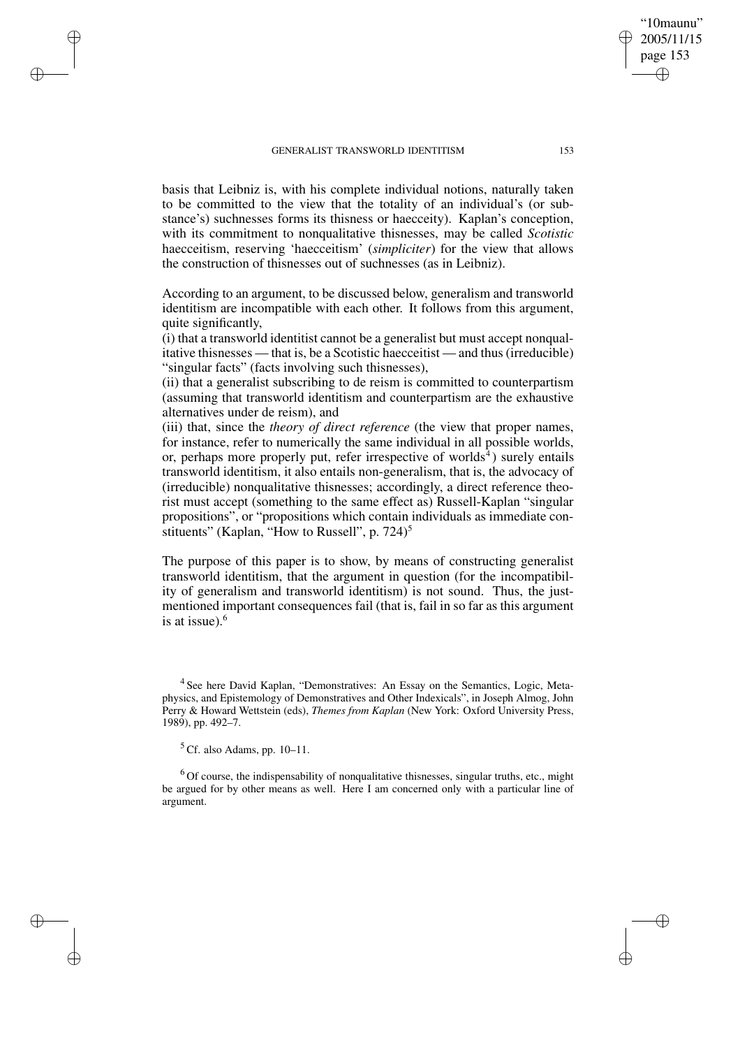basis that Leibniz is, with his complete individual notions, naturally taken to be committed to the view that the totality of an individual's (or substance's) suchnesses forms its thisness or haecceity). Kaplan's conception, with its commitment to nonqualitative thisnesses, may be called *Scotistic* haecceitism, reserving 'haecceitism' (*simpliciter*) for the view that allows the construction of thisnesses out of suchnesses (as in Leibniz).

According to an argument, to be discussed below, generalism and transworld identitism are incompatible with each other. It follows from this argument, quite significantly,

(i) that a transworld identitist cannot be a generalist but must accept nonqualitative thisnesses — that is, be a Scotistic haecceitist — and thus (irreducible) "singular facts" (facts involving such thisnesses),

(ii) that a generalist subscribing to de reism is committed to counterpartism (assuming that transworld identitism and counterpartism are the exhaustive alternatives under de reism), and

(iii) that, since the *theory of direct reference* (the view that proper names, for instance, refer to numerically the same individual in all possible worlds, or, perhaps more properly put, refer irrespective of worlds[4]) surely entails transworld identitism, it also entails non-generalism, that is, the advocacy of (irreducible) nonqualitative thisnesses; accordingly, a direct reference theorist must accept (something to the same effect as) Russell-Kaplan "singular propositions", or "propositions which contain individuals as immediate constituents" (Kaplan, "How to Russell", p. 724)[5]

The purpose of this paper is to show, by means of constructing generalist transworld identitism, that the argument in question (for the incompatibility of generalism and transworld identitism) is not sound. Thus, the just-mentioned important consequences fail (that is, fail in so far as this argument is at issue).[6]

[4] See here David Kaplan, "Demonstratives: An Essay on the Semantics, Logic, Metaphysics, and Epistemology of Demonstratives and Other Indexicals", in Joseph Almog, John Perry & Howard Wettstein (eds), *Themes from Kaplan* (New York: Oxford University Press, 1989), pp. 492–7.

[5] Cf. also Adams, pp. 10–11.

[6] Of course, the indispensability of nonqualitative thisnesses, singular truths, etc., might be argued for by other means as well. Here I am concerned only with a particular line of argument.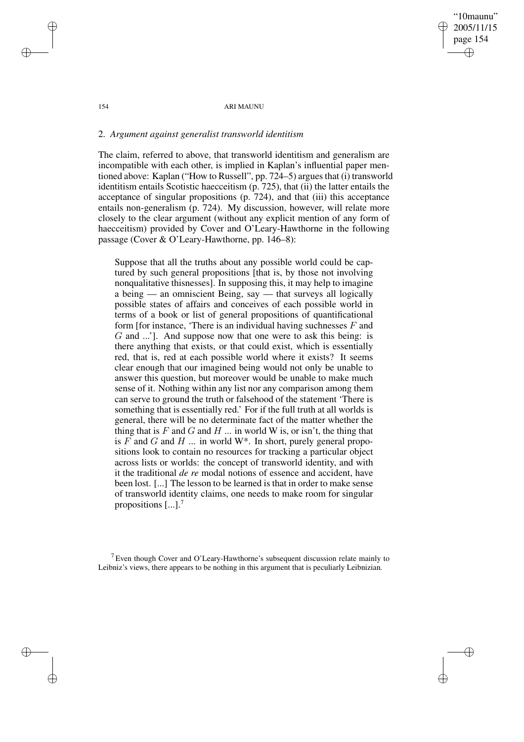## 2. *Argument against generalist transworld identitism*

The claim, referred to above, that transworld identitism and generalism are incompatible with each other, is implied in Kaplan's influential paper mentioned above: Kaplan ("How to Russell", pp. 724–5) argues that (i) transworld identitism entails Scotistic haecceitism (p. 725), that (ii) the latter entails the acceptance of singular propositions (p. 724), and that (iii) this acceptance entails non-generalism (p. 724). My discussion, however, will relate more closely to the clear argument (without any explicit mention of any form of haecceitism) provided by Cover and O'Leary-Hawthorne in the following passage (Cover & O'Leary-Hawthorne, pp. 146–8):

> Suppose that all the truths about any possible world could be captured by such general propositions [that is, by those not involving nonqualitative thisnesses]. In supposing this, it may help to imagine a being — an omniscient Being, say — that surveys all logically possible states of affairs and conceives of each possible world in terms of a book or list of general propositions of quantificational form [for instance, 'There is an individual having suchnesses $F$ and $G$ and ...']. And suppose now that one were to ask this being: is there anything that exists, or that could exist, which is essentially red, that is, red at each possible world where it exists? It seems clear enough that our imagined being would not only be unable to answer this question, but moreover would be unable to make much sense of it. Nothing within any list nor any comparison among them can serve to ground the truth or falsehood of the statement 'There is something that is essentially red.' For if the full truth at all worlds is general, there will be no determinate fact of the matter whether the thing that is $F$ and $G$ and $H$ ... in world W is, or isn't, the thing that is $F$ and $G$ and $H$ ... in world W*. In short, purely general propositions look to contain no resources for tracking a particular object across lists or worlds: the concept of transworld identity, and with it the traditional *de re* modal notions of essence and accident, have been lost. [...] The lesson to be learned is that in order to make sense of transworld identity claims, one needs to make room for singular propositions [...].[7]

[7] Even though Cover and O'Leary-Hawthorne's subsequent discussion relate mainly to Leibniz's views, there appears to be nothing in this argument that is peculiarly Leibnizian.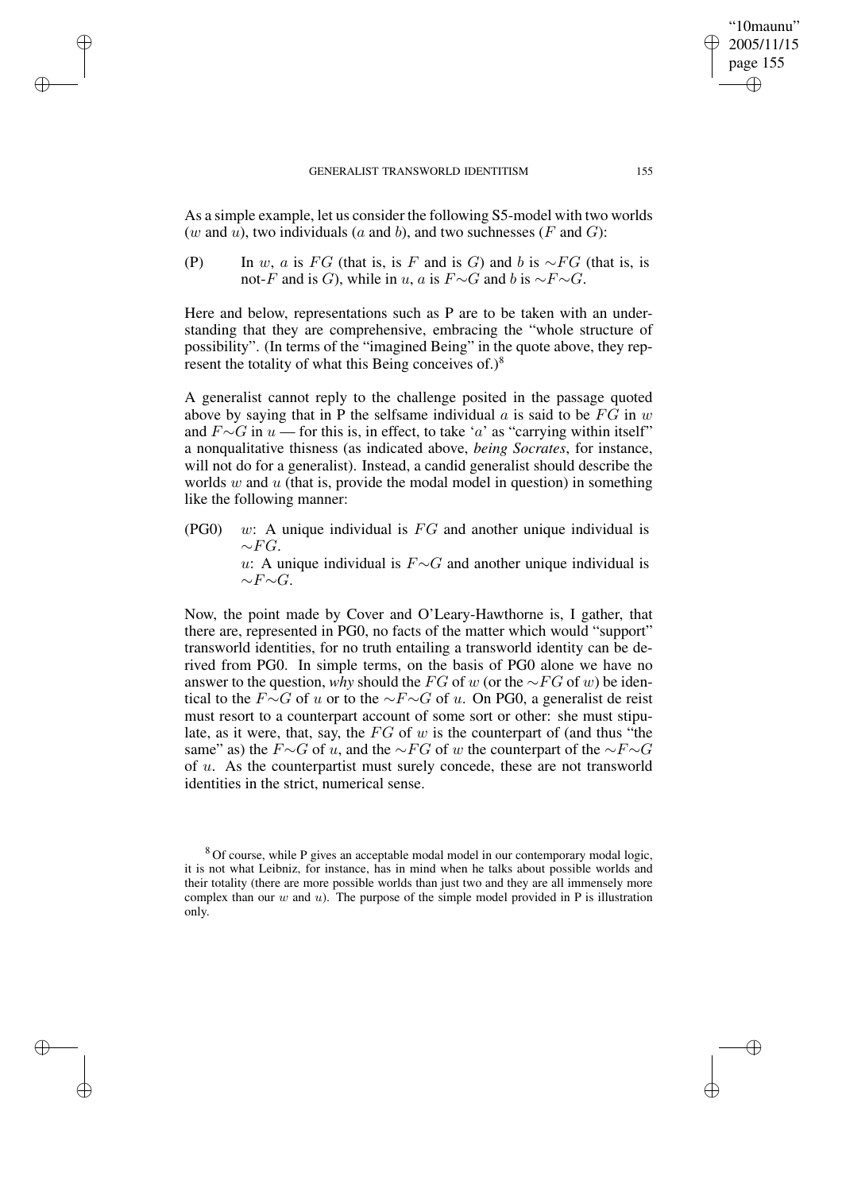As a simple example, let us consider the following S5-model with two worlds ($w$ and $u$), two individuals ($a$ and $b$), and two suchnesses ($F$ and $G$):

(P) In $w$, $a$ is $FG$ (that is, is $F$ and is $G$) and $b$ is $\sim FG$ (that is, is not-$F$ and is $G$), while in $u$, $a$ is $F{\sim}G$ and $b$ is $\sim F{\sim}G$.

Here and below, representations such as P are to be taken with an understanding that they are comprehensive, embracing the "whole structure of possibility". (In terms of the "imagined Being" in the quote above, they represent the totality of what this Being conceives of.)[8]

A generalist cannot reply to the challenge posited in the passage quoted above by saying that in P the selfsame individual $a$ is said to be $FG$ in $w$ and $F{\sim}G$ in $u$ — for this is, in effect, to take '$a$' as "carrying within itself" a nonqualitative thisness (as indicated above, *being Socrates*, for instance, will not do for a generalist). Instead, a candid generalist should describe the worlds $w$ and $u$ (that is, provide the modal model in question) in something like the following manner:

(PG0) $w$: A unique individual is $FG$ and another unique individual is $\sim FG$.
$u$: A unique individual is $F{\sim}G$ and another unique individual is $\sim F{\sim}G$.

Now, the point made by Cover and O'Leary-Hawthorne is, I gather, that there are, represented in PG0, no facts of the matter which would "support" transworld identities, for no truth entailing a transworld identity can be derived from PG0. In simple terms, on the basis of PG0 alone we have no answer to the question, *why* should the $FG$ of $w$ (or the $\sim FG$ of $w$) be identical to the $F{\sim}G$ of $u$ or to the $\sim F{\sim}G$ of $u$. On PG0, a generalist de reist must resort to a counterpart account of some sort or other: she must stipulate, as it were, that, say, the $FG$ of $w$ is the counterpart of (and thus "the same" as) the $F{\sim}G$ of $u$, and the $\sim FG$ of $w$ the counterpart of the $\sim F{\sim}G$ of $u$. As the counterpartist must surely concede, these are not transworld identities in the strict, numerical sense.

[8] Of course, while P gives an acceptable modal model in our contemporary modal logic, it is not what Leibniz, for instance, has in mind when he talks about possible worlds and their totality (there are more possible worlds than just two and they are all immensely more complex than our $w$ and $u$). The purpose of the simple model provided in P is illustration only.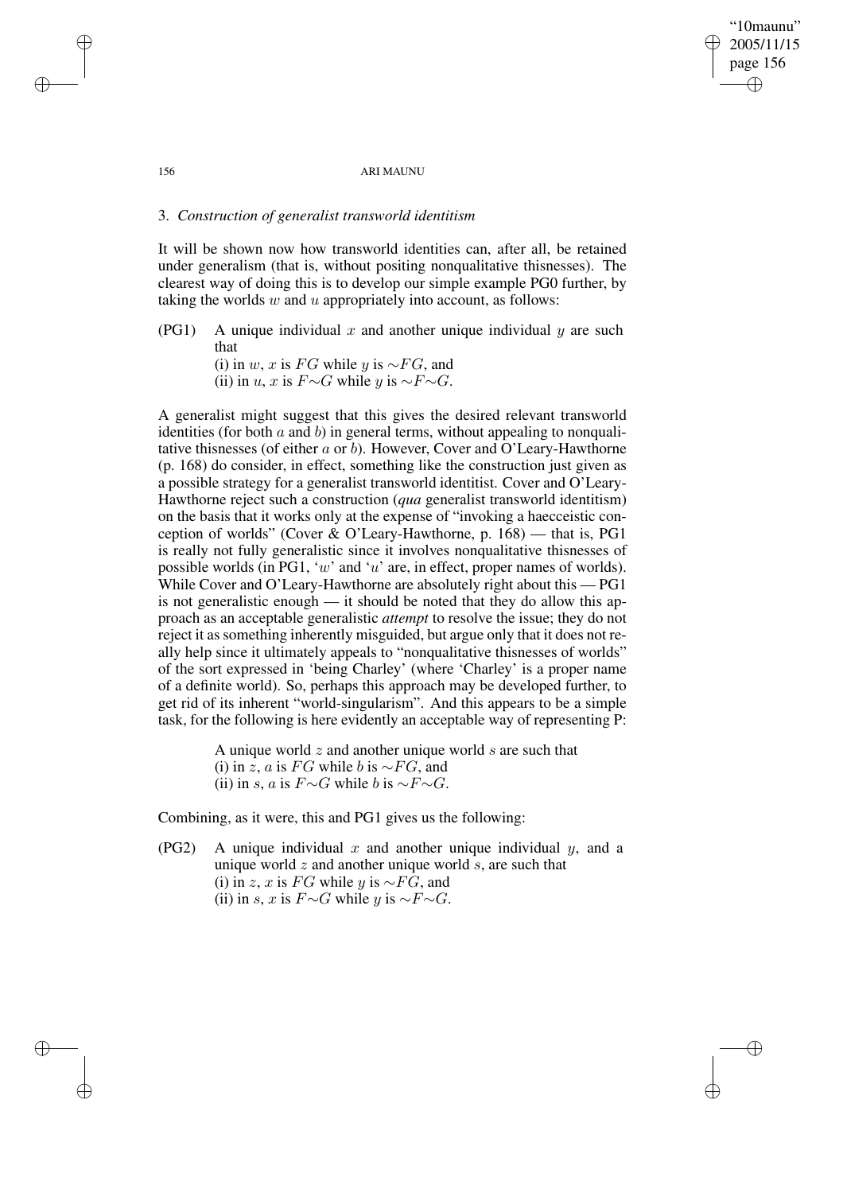### 3. *Construction of generalist transworld identitism*

It will be shown now how transworld identities can, after all, be retained under generalism (that is, without positing nonqualitative thisnesses). The clearest way of doing this is to develop our simple example PG0 further, by taking the worlds $w$ and $u$ appropriately into account, as follows:

(PG1) A unique individual $x$ and another unique individual $y$ are such that
(i) in $w$, $x$ is $FG$ while $y$ is $\sim FG$, and
(ii) in $u$, $x$ is $F{\sim}G$ while $y$ is $\sim F{\sim}G$.

A generalist might suggest that this gives the desired relevant transworld identities (for both $a$ and $b$) in general terms, without appealing to nonqualitative thisnesses (of either $a$ or $b$). However, Cover and O'Leary-Hawthorne (p. 168) do consider, in effect, something like the construction just given as a possible strategy for a generalist transworld identitist. Cover and O'Leary-Hawthorne reject such a construction (*qua* generalist transworld identitism) on the basis that it works only at the expense of "invoking a haecceistic conception of worlds" (Cover & O'Leary-Hawthorne, p. 168) — that is, PG1 is really not fully generalistic since it involves nonqualitative thisnesses of possible worlds (in PG1, '$w$' and '$u$' are, in effect, proper names of worlds). While Cover and O'Leary-Hawthorne are absolutely right about this — PG1 is not generalistic enough — it should be noted that they do allow this approach as an acceptable generalistic *attempt* to resolve the issue; they do not reject it as something inherently misguided, but argue only that it does not really help since it ultimately appeals to "nonqualitative thisnesses of worlds" of the sort expressed in 'being Charley' (where 'Charley' is a proper name of a definite world). So, perhaps this approach may be developed further, to get rid of its inherent "world-singularism". And this appears to be a simple task, for the following is here evidently an acceptable way of representing P:

> A unique world $z$ and another unique world $s$ are such that
> (i) in $z$, $a$ is $FG$ while $b$ is $\sim FG$, and
> (ii) in $s$, $a$ is $F{\sim}G$ while $b$ is $\sim F{\sim}G$.

Combining, as it were, this and PG1 gives us the following:

(PG2) A unique individual $x$ and another unique individual $y$, and a unique world $z$ and another unique world $s$, are such that
(i) in $z$, $x$ is $FG$ while $y$ is $\sim FG$, and
(ii) in $s$, $x$ is $F{\sim}G$ while $y$ is $\sim F{\sim}G$.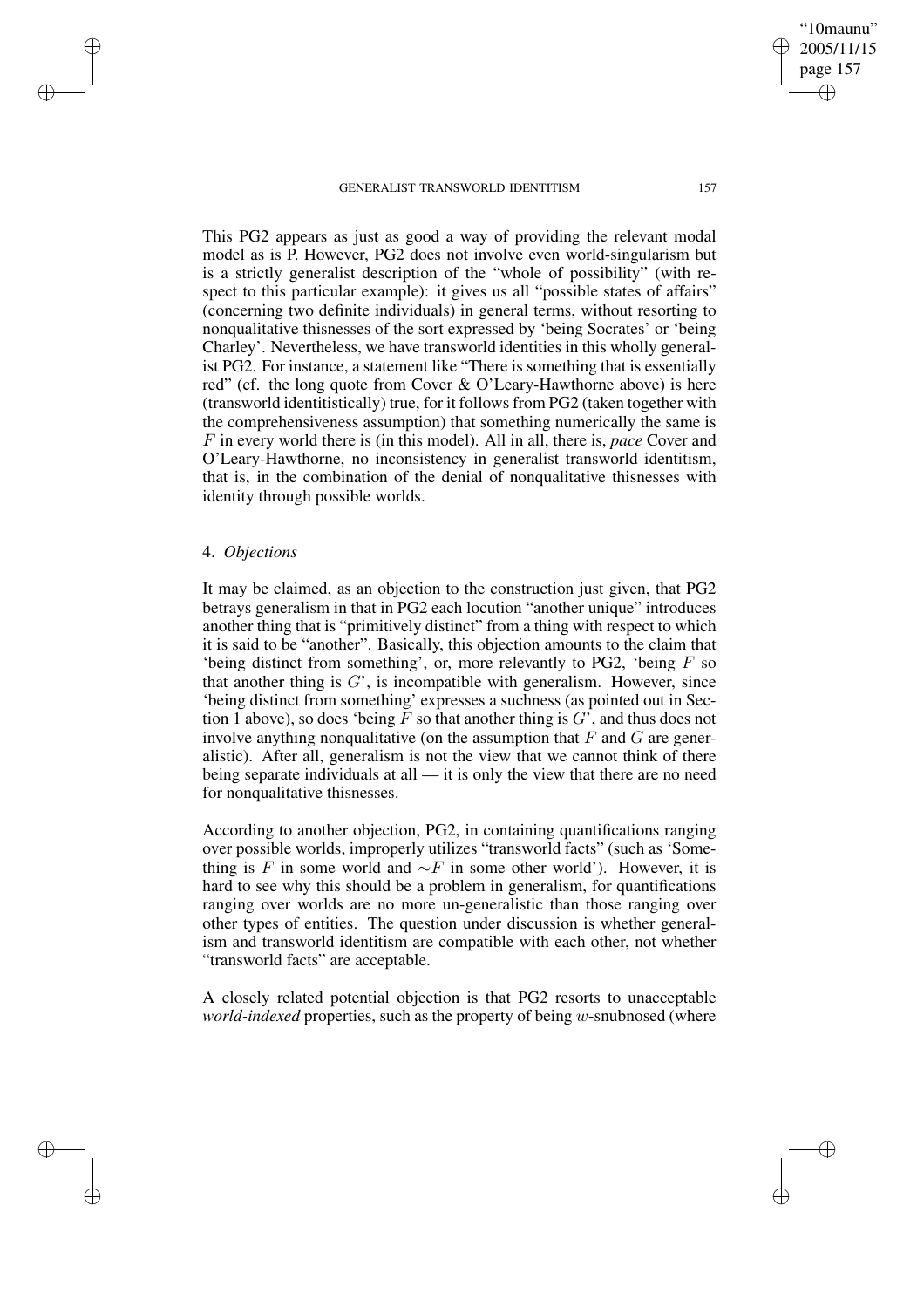This PG2 appears as just as good a way of providing the relevant modal model as is P. However, PG2 does not involve even world-singularism but is a strictly generalist description of the "whole of possibility" (with respect to this particular example): it gives us all "possible states of affairs" (concerning two definite individuals) in general terms, without resorting to nonqualitative thisnesses of the sort expressed by 'being Socrates' or 'being Charley'. Nevertheless, we have transworld identities in this wholly generalist PG2. For instance, a statement like "There is something that is essentially red" (cf. the long quote from Cover & O'Leary-Hawthorne above) is here (transworld identitistically) true, for it follows from PG2 (taken together with the comprehensiveness assumption) that something numerically the same is $F$ in every world there is (in this model). All in all, there is, *pace* Cover and O'Leary-Hawthorne, no inconsistency in generalist transworld identitism, that is, in the combination of the denial of nonqualitative thisnesses with identity through possible worlds.

## 4. *Objections*

It may be claimed, as an objection to the construction just given, that PG2 betrays generalism in that in PG2 each locution "another unique" introduces another thing that is "primitively distinct" from a thing with respect to which it is said to be "another". Basically, this objection amounts to the claim that 'being distinct from something', or, more relevantly to PG2, 'being $F$ so that another thing is $G$', is incompatible with generalism. However, since 'being distinct from something' expresses a suchness (as pointed out in Section 1 above), so does 'being $F$ so that another thing is $G$', and thus does not involve anything nonqualitative (on the assumption that $F$ and $G$ are generalistic). After all, generalism is not the view that we cannot think of there being separate individuals at all — it is only the view that there are no need for nonqualitative thisnesses.

According to another objection, PG2, in containing quantifications ranging over possible worlds, improperly utilizes "transworld facts" (such as 'Something is $F$ in some world and $\sim F$ in some other world'). However, it is hard to see why this should be a problem in generalism, for quantifications ranging over worlds are no more un-generalistic than those ranging over other types of entities. The question under discussion is whether generalism and transworld identitism are compatible with each other, not whether "transworld facts" are acceptable.

A closely related potential objection is that PG2 resorts to unacceptable *world-indexed* properties, such as the property of being $w$-snubnosed (where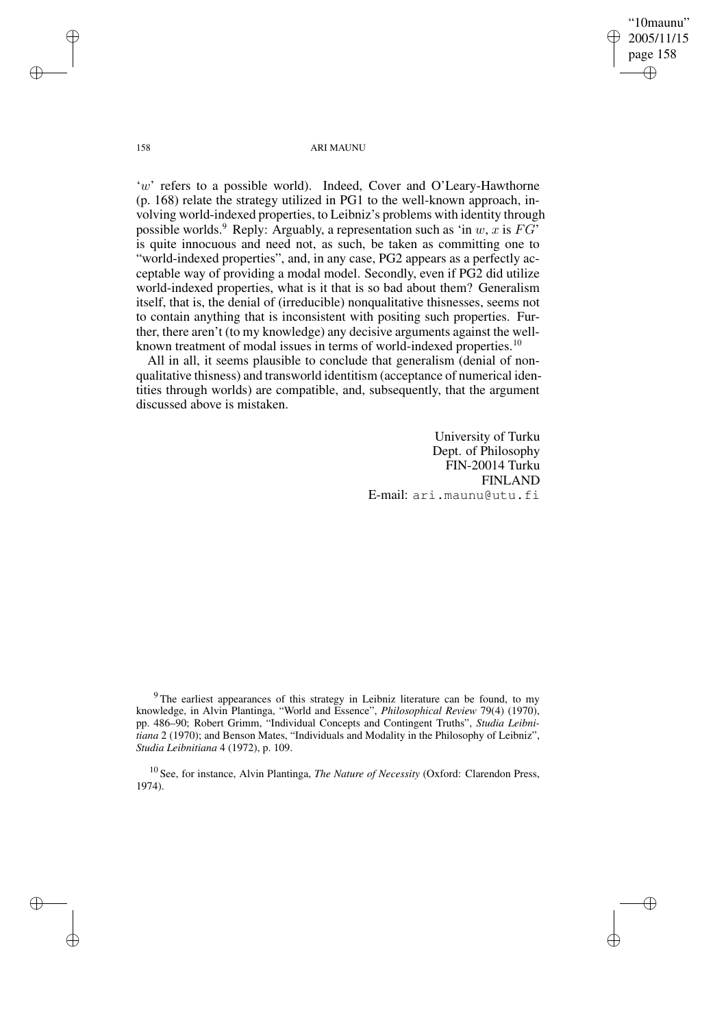'$w$' refers to a possible world). Indeed, Cover and O'Leary-Hawthorne (p. 168) relate the strategy utilized in PG1 to the well-known approach, involving world-indexed properties, to Leibniz's problems with identity through possible worlds.[9] Reply: Arguably, a representation such as 'in $w$, $x$ is $FG$' is quite innocuous and need not, as such, be taken as committing one to "world-indexed properties", and, in any case, PG2 appears as a perfectly acceptable way of providing a modal model. Secondly, even if PG2 did utilize world-indexed properties, what is it that is so bad about them? Generalism itself, that is, the denial of (irreducible) nonqualitative thisnesses, seems not to contain anything that is inconsistent with positing such properties. Further, there aren't (to my knowledge) any decisive arguments against the well-known treatment of modal issues in terms of world-indexed properties.[10]

All in all, it seems plausible to conclude that generalism (denial of nonqualitative thisness) and transworld identitism (acceptance of numerical identities through worlds) are compatible, and, subsequently, that the argument discussed above is mistaken.

University of Turku
Dept. of Philosophy
FIN-20014 Turku
FINLAND
E-mail: ari.maunu@utu.fi

[9] The earliest appearances of this strategy in Leibniz literature can be found, to my knowledge, in Alvin Plantinga, "World and Essence", *Philosophical Review* 79(4) (1970), pp. 486–90; Robert Grimm, "Individual Concepts and Contingent Truths", *Studia Leibnitiana* 2 (1970); and Benson Mates, "Individuals and Modality in the Philosophy of Leibniz", *Studia Leibnitiana* 4 (1972), p. 109.

[10] See, for instance, Alvin Plantinga, *The Nature of Necessity* (Oxford: Clarendon Press, 1974).